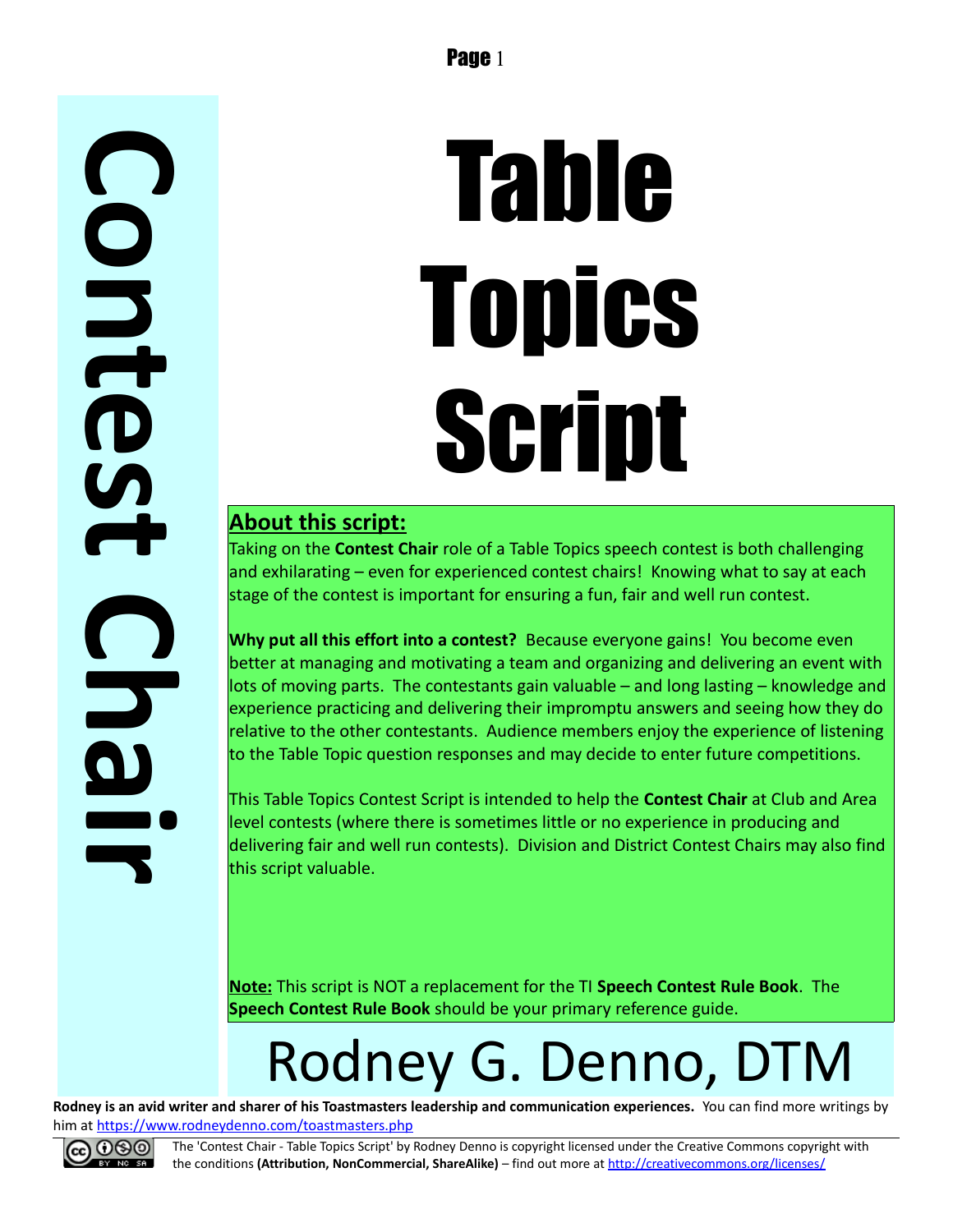# Contest Chair

# Table Topics Script

## About this script:

Taking on the **Contest Chair** role of a Table Topics speech contest is both challenging and exhilarating – even for experienced contest chairs! Knowing what to say at each stage of the contest is important for ensuring a fun, fair and well run contest.

**Why put all this effort into a contest?** Because everyone gains! You become even better at managing and motivating a team and organizing and delivering an event with lots of moving parts. The contestants gain valuable – and long lasting – knowledge and experience practicing and delivering their impromptu answers and seeing how they do relative to the other contestants. Audience members enjoy the experience of listening to the Table Topic question responses and may decide to enter future competitions.

This Table Topics Contest Script is intended to help the **Contest Chair** at Club and Area level contests (where there is sometimes little or no experience in producing and delivering fair and well run contests). Division and District Contest Chairs may also find this script valuable.

**Note:** This script is NOT a replacement for the TI **Speech Contest Rule Book**. The **Speech Contest Rule Book** should be your primary reference guide.

# Rodney G. Denno, DTM

**Rodney is an avid writer and sharer of his Toastmasters leadership and communication experiences.** You can find more writings by him at https://www.rodneydenno.com/toastmasters.php

The 'Contest Chair - Table Topics Script' by Rodney Denno is copyright licensed under the Creative Commons copyright with the conditions **(Attribution, NonCommercial, ShareAlike)** – find out more at http://creativecommons.org/licenses/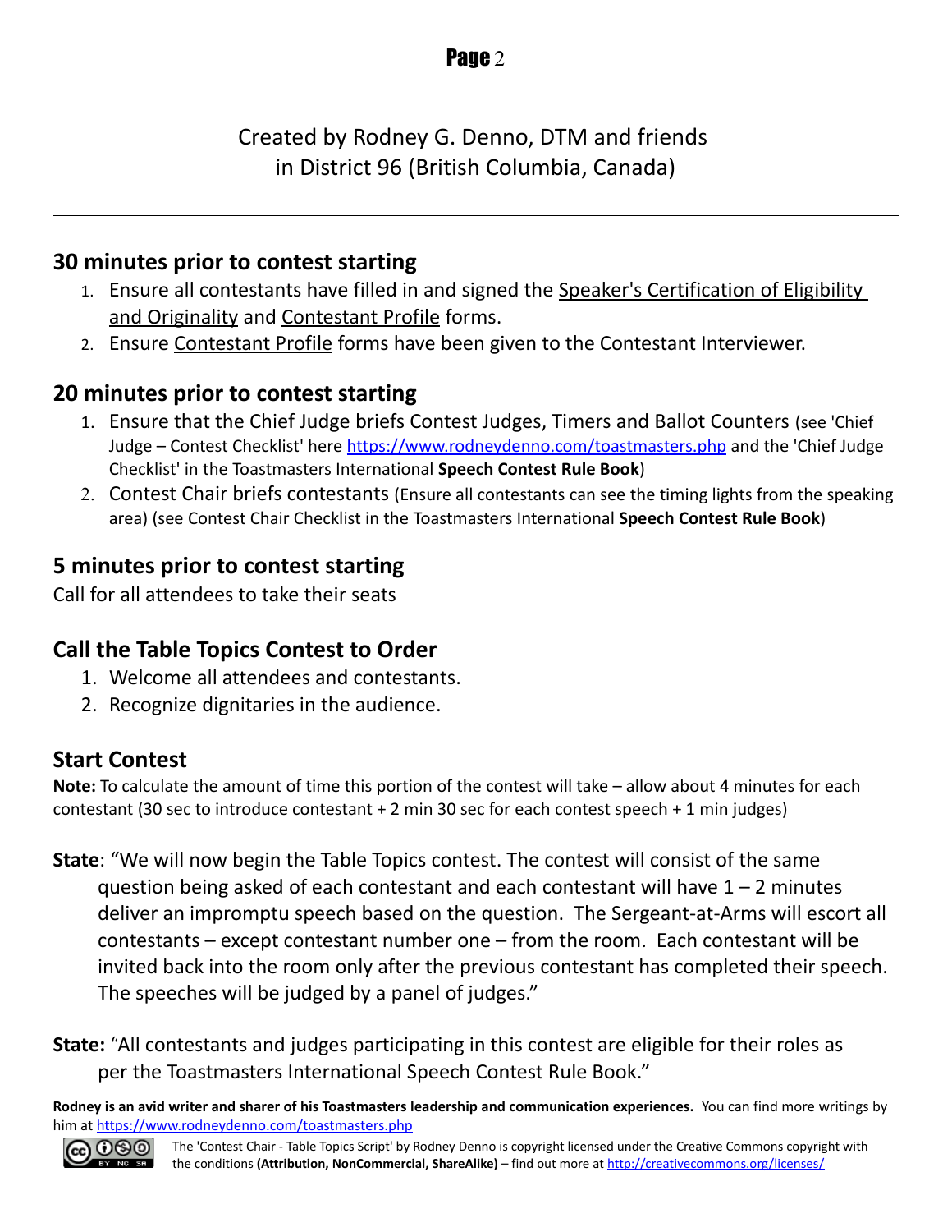Created by Rodney G. Denno, DTM and friends
in District 96 (British Columbia, Canada)

---

## 30 minutes prior to contest starting

1. Ensure all contestants have filled in and signed the Speaker's Certification of Eligibility and Originality and Contestant Profile forms.
2. Ensure Contestant Profile forms have been given to the Contestant Interviewer.

## 20 minutes prior to contest starting

1. Ensure that the Chief Judge briefs Contest Judges, Timers and Ballot Counters (see 'Chief Judge – Contest Checklist' here https://www.rodneydenno.com/toastmasters.php and the 'Chief Judge Checklist' in the Toastmasters International **Speech Contest Rule Book**)
2. Contest Chair briefs contestants (Ensure all contestants can see the timing lights from the speaking area) (see Contest Chair Checklist in the Toastmasters International **Speech Contest Rule Book**)

## 5 minutes prior to contest starting

Call for all attendees to take their seats

## Call the Table Topics Contest to Order

1. Welcome all attendees and contestants.
2. Recognize dignitaries in the audience.

## Start Contest

**Note:** To calculate the amount of time this portion of the contest will take – allow about 4 minutes for each contestant (30 sec to introduce contestant + 2 min 30 sec for each contest speech + 1 min judges)

**State**: "We will now begin the Table Topics contest. The contest will consist of the same question being asked of each contestant and each contestant will have 1 – 2 minutes deliver an impromptu speech based on the question. The Sergeant-at-Arms will escort all contestants – except contestant number one – from the room. Each contestant will be invited back into the room only after the previous contestant has completed their speech. The speeches will be judged by a panel of judges."

**State:** "All contestants and judges participating in this contest are eligible for their roles as per the Toastmasters International Speech Contest Rule Book."

**Rodney is an avid writer and sharer of his Toastmasters leadership and communication experiences.** You can find more writings by him at https://www.rodneydenno.com/toastmasters.php

The 'Contest Chair - Table Topics Script' by Rodney Denno is copyright licensed under the Creative Commons copyright with the conditions **(Attribution, NonCommercial, ShareAlike)** – find out more at http://creativecommons.org/licenses/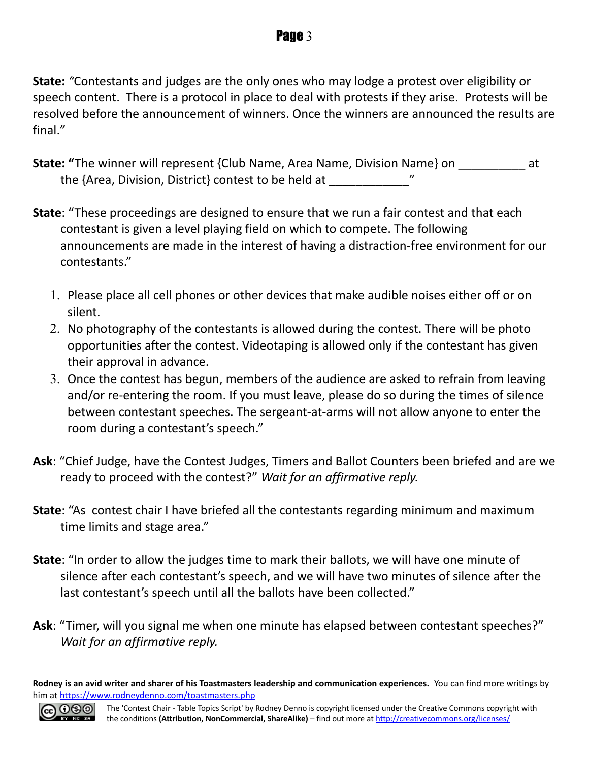**State:** *"*Contestants and judges are the only ones who may lodge a protest over eligibility or speech content. There is a protocol in place to deal with protests if they arise. Protests will be resolved before the announcement of winners. Once the winners are announced the results are final.*"*

**State: "**The winner will represent {Club Name, Area Name, Division Name} on __________ at the {Area, Division, District} contest to be held at ____________"

**State**: "These proceedings are designed to ensure that we run a fair contest and that each contestant is given a level playing field on which to compete. The following announcements are made in the interest of having a distraction-free environment for our contestants."

1. Please place all cell phones or other devices that make audible noises either off or on silent.
2. No photography of the contestants is allowed during the contest. There will be photo opportunities after the contest. Videotaping is allowed only if the contestant has given their approval in advance.
3. Once the contest has begun, members of the audience are asked to refrain from leaving and/or re-entering the room. If you must leave, please do so during the times of silence between contestant speeches. The sergeant-at-arms will not allow anyone to enter the room during a contestant's speech."

**Ask**: "Chief Judge, have the Contest Judges, Timers and Ballot Counters been briefed and are we ready to proceed with the contest?" *Wait for an affirmative reply.*

**State**: "As contest chair I have briefed all the contestants regarding minimum and maximum time limits and stage area."

**State**: "In order to allow the judges time to mark their ballots, we will have one minute of silence after each contestant's speech, and we will have two minutes of silence after the last contestant's speech until all the ballots have been collected."

**Ask**: "Timer, will you signal me when one minute has elapsed between contestant speeches?" *Wait for an affirmative reply.*

**Rodney is an avid writer and sharer of his Toastmasters leadership and communication experiences.** You can find more writings by him at https://www.rodneydenno.com/toastmasters.php

The 'Contest Chair - Table Topics Script' by Rodney Denno is copyright licensed under the Creative Commons copyright with the conditions **(Attribution, NonCommercial, ShareAlike)** – find out more at http://creativecommons.org/licenses/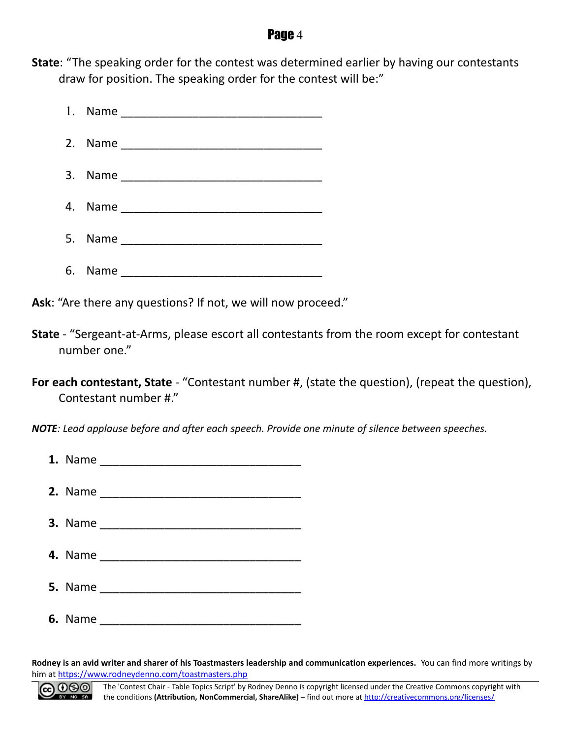**State**: "The speaking order for the contest was determined earlier by having our contestants draw for position. The speaking order for the contest will be:"

1. Name ________________________________
2. Name ________________________________
3. Name ________________________________
4. Name ________________________________
5. Name ________________________________
6. Name ________________________________

**Ask**: "Are there any questions? If not, we will now proceed."

**State** - "Sergeant-at-Arms, please escort all contestants from the room except for contestant number one."

**For each contestant, State** - "Contestant number #, (state the question), (repeat the question), Contestant number #."

***NOTE****: Lead applause before and after each speech. Provide one minute of silence between speeches.*

**1.** Name ________________________________

**2.** Name ________________________________

**3.** Name ________________________________

**4.** Name ________________________________

**5.** Name ________________________________

**6.** Name ________________________________

**Rodney is an avid writer and sharer of his Toastmasters leadership and communication experiences.** You can find more writings by him at https://www.rodneydenno.com/toastmasters.php

The 'Contest Chair - Table Topics Script' by Rodney Denno is copyright licensed under the Creative Commons copyright with the conditions **(Attribution, NonCommercial, ShareAlike)** – find out more at http://creativecommons.org/licenses/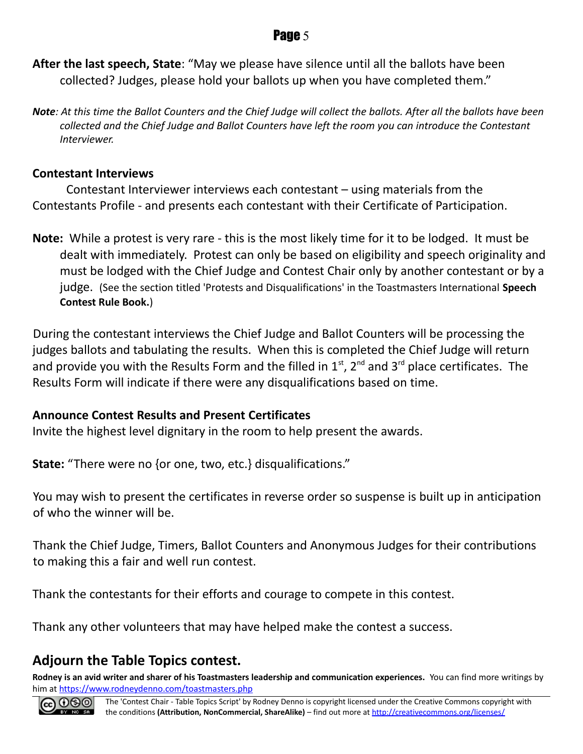**After the last speech, State**: "May we please have silence until all the ballots have been collected? Judges, please hold your ballots up when you have completed them."

***Note****: At this time the Ballot Counters and the Chief Judge will collect the ballots. After all the ballots have been collected and the Chief Judge and Ballot Counters have left the room you can introduce the Contestant Interviewer.*

### Contestant Interviews

Contestant Interviewer interviews each contestant – using materials from the Contestants Profile - and presents each contestant with their Certificate of Participation.

**Note:** While a protest is very rare - this is the most likely time for it to be lodged. It must be dealt with immediately. Protest can only be based on eligibility and speech originality and must be lodged with the Chief Judge and Contest Chair only by another contestant or by a judge. (See the section titled 'Protests and Disqualifications' in the Toastmasters International **Speech Contest Rule Book.**)

During the contestant interviews the Chief Judge and Ballot Counters will be processing the judges ballots and tabulating the results. When this is completed the Chief Judge will return and provide you with the Results Form and the filled in 1st, 2nd and 3rd place certificates. The Results Form will indicate if there were any disqualifications based on time.

### Announce Contest Results and Present Certificates

Invite the highest level dignitary in the room to help present the awards.

**State:** "There were no {or one, two, etc.} disqualifications."

You may wish to present the certificates in reverse order so suspense is built up in anticipation of who the winner will be.

Thank the Chief Judge, Timers, Ballot Counters and Anonymous Judges for their contributions to making this a fair and well run contest.

Thank the contestants for their efforts and courage to compete in this contest.

Thank any other volunteers that may have helped make the contest a success.

## Adjourn the Table Topics contest.

**Rodney is an avid writer and sharer of his Toastmasters leadership and communication experiences.** You can find more writings by him at https://www.rodneydenno.com/toastmasters.php

The 'Contest Chair - Table Topics Script' by Rodney Denno is copyright licensed under the Creative Commons copyright with the conditions **(Attribution, NonCommercial, ShareAlike)** – find out more at http://creativecommons.org/licenses/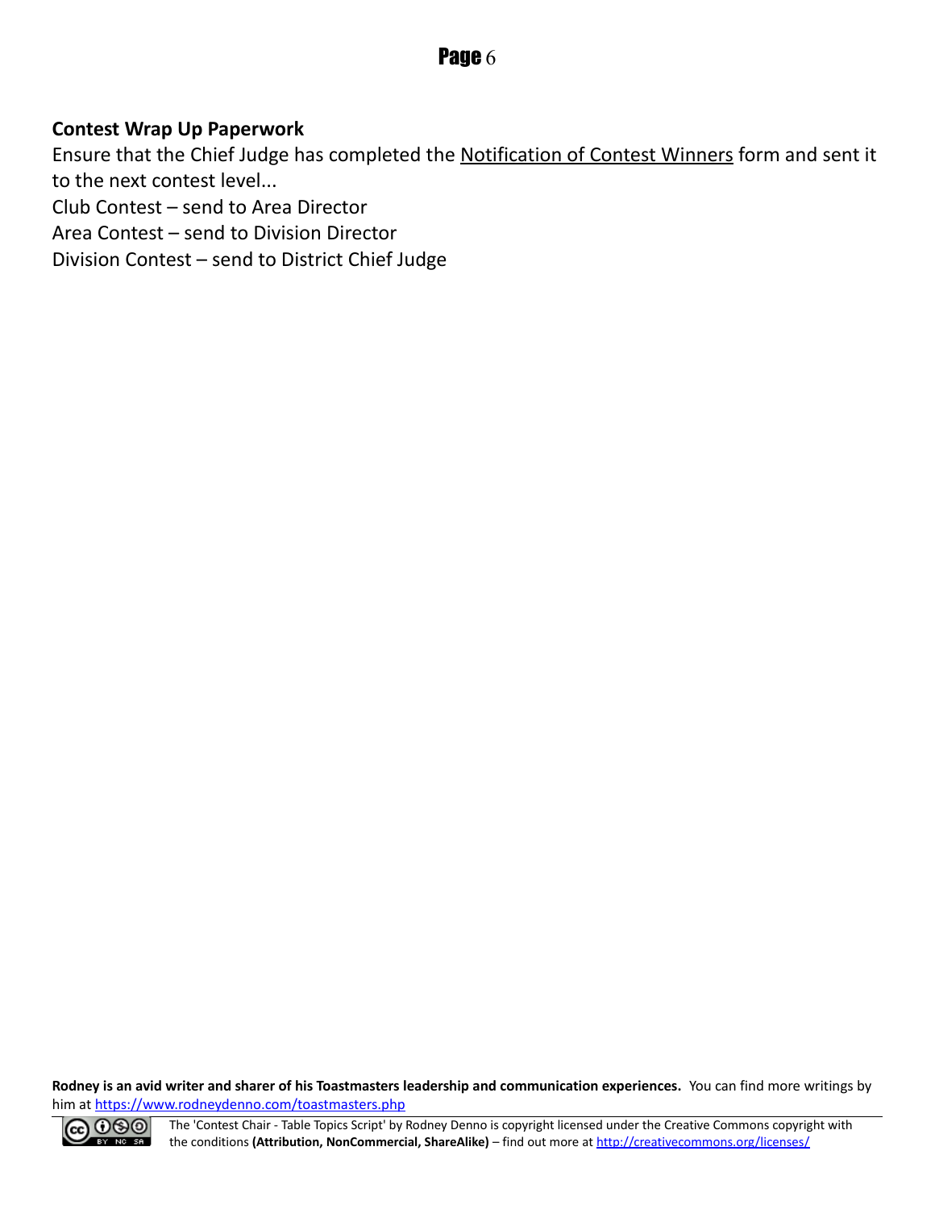**Contest Wrap Up Paperwork**

Ensure that the Chief Judge has completed the Notification of Contest Winners form and sent it to the next contest level...

Club Contest – send to Area Director

Area Contest – send to Division Director

Division Contest – send to District Chief Judge

**Rodney is an avid writer and sharer of his Toastmasters leadership and communication experiences.** You can find more writings by him at https://www.rodneydenno.com/toastmasters.php

The 'Contest Chair - Table Topics Script' by Rodney Denno is copyright licensed under the Creative Commons copyright with the conditions **(Attribution, NonCommercial, ShareAlike)** – find out more at http://creativecommons.org/licenses/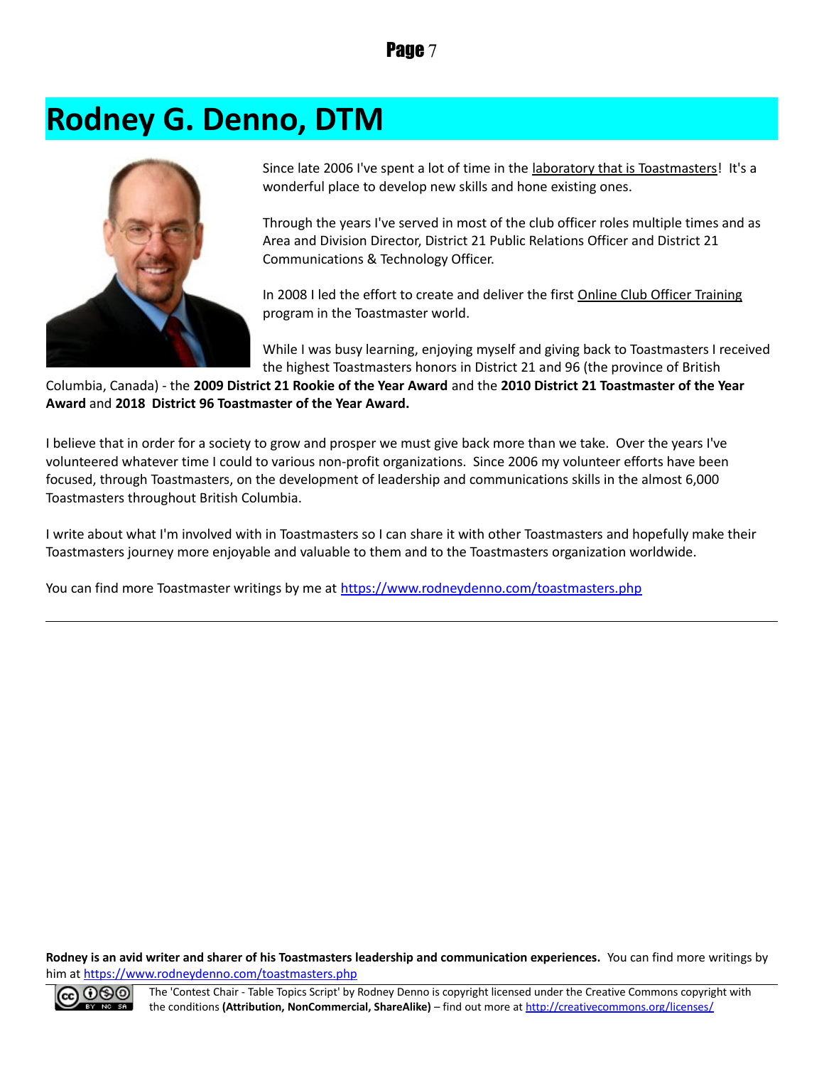# Rodney G. Denno, DTM

Since late 2006 I've spent a lot of time in the laboratory that is Toastmasters! It's a wonderful place to develop new skills and hone existing ones.

Through the years I've served in most of the club officer roles multiple times and as Area and Division Director, District 21 Public Relations Officer and District 21 Communications & Technology Officer.

In 2008 I led the effort to create and deliver the first Online Club Officer Training program in the Toastmaster world.

While I was busy learning, enjoying myself and giving back to Toastmasters I received the highest Toastmasters honors in District 21 and 96 (the province of British Columbia, Canada) - the **2009 District 21 Rookie of the Year Award** and the **2010 District 21 Toastmaster of the Year Award** and **2018 District 96 Toastmaster of the Year Award.**

I believe that in order for a society to grow and prosper we must give back more than we take. Over the years I've volunteered whatever time I could to various non-profit organizations. Since 2006 my volunteer efforts have been focused, through Toastmasters, on the development of leadership and communications skills in the almost 6,000 Toastmasters throughout British Columbia.

I write about what I'm involved with in Toastmasters so I can share it with other Toastmasters and hopefully make their Toastmasters journey more enjoyable and valuable to them and to the Toastmasters organization worldwide.

You can find more Toastmaster writings by me at https://www.rodneydenno.com/toastmasters.php

---

**Rodney is an avid writer and sharer of his Toastmasters leadership and communication experiences.** You can find more writings by him at https://www.rodneydenno.com/toastmasters.php

The 'Contest Chair - Table Topics Script' by Rodney Denno is copyright licensed under the Creative Commons copyright with the conditions **(Attribution, NonCommercial, ShareAlike)** – find out more at http://creativecommons.org/licenses/